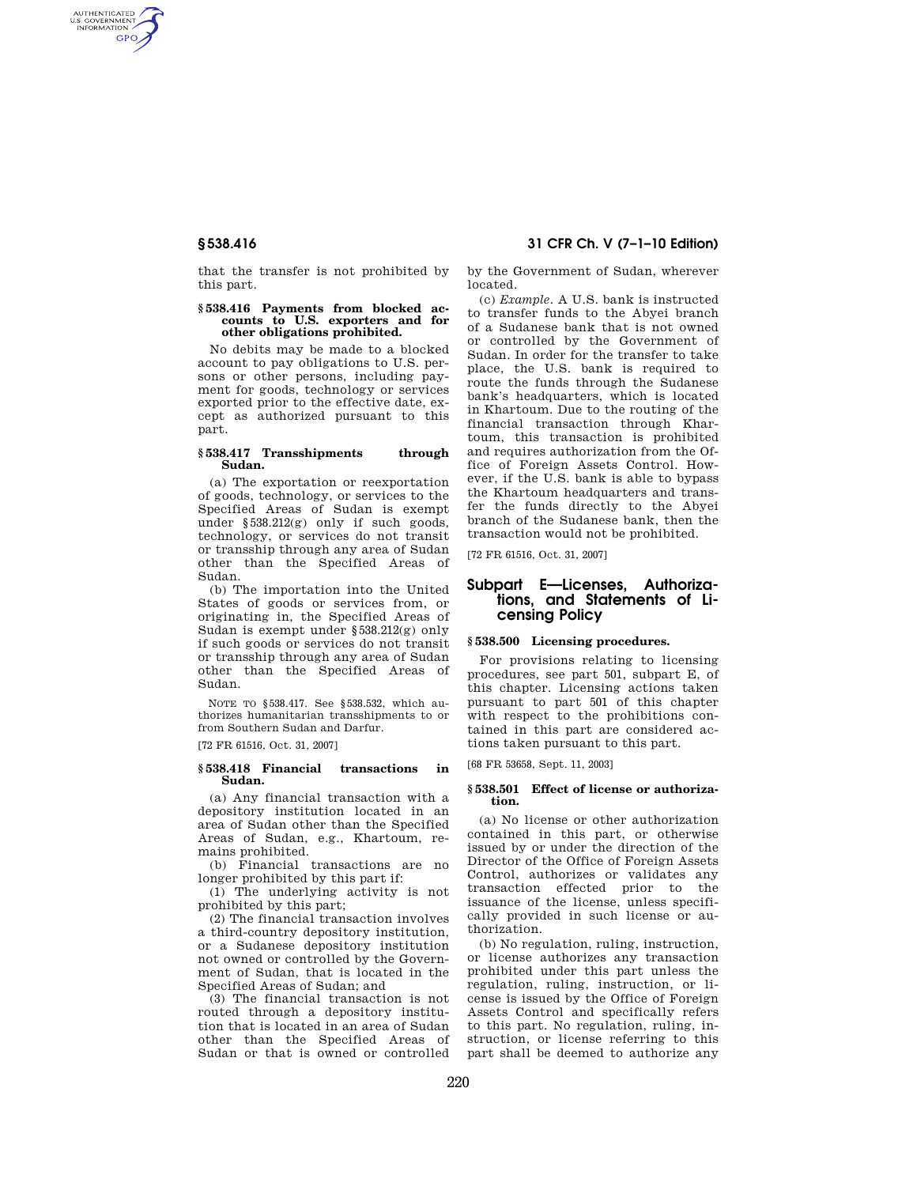that the transfer is not prohibited by this part.

### § 538.416 Payments from blocked accounts to U.S. exporters and for other obligations prohibited.

No debits may be made to a blocked account to pay obligations to U.S. persons or other persons, including payment for goods, technology or services exported prior to the effective date, except as authorized pursuant to this part.

### § 538.417 Transshipments through Sudan.

(a) The exportation or reexportation of goods, technology, or services to the Specified Areas of Sudan is exempt under §538.212(g) only if such goods, technology, or services do not transit or transship through any area of Sudan other than the Specified Areas of Sudan.

(b) The importation into the United States of goods or services from, or originating in, the Specified Areas of Sudan is exempt under §538.212(g) only if such goods or services do not transit or transship through any area of Sudan other than the Specified Areas of Sudan.

NOTE TO §538.417. See §538.532, which authorizes humanitarian transshipments to or from Southern Sudan and Darfur.

[72 FR 61516, Oct. 31, 2007]

### § 538.418 Financial transactions in Sudan.

(a) Any financial transaction with a depository institution located in an area of Sudan other than the Specified Areas of Sudan, e.g., Khartoum, remains prohibited.

(b) Financial transactions are no longer prohibited by this part if:

(1) The underlying activity is not prohibited by this part;

(2) The financial transaction involves a third-country depository institution, or a Sudanese depository institution not owned or controlled by the Government of Sudan, that is located in the Specified Areas of Sudan; and

(3) The financial transaction is not routed through a depository institution that is located in an area of Sudan other than the Specified Areas of Sudan or that is owned or controlled by the Government of Sudan, wherever located.

(c) *Example*. A U.S. bank is instructed to transfer funds to the Abyei branch of a Sudanese bank that is not owned or controlled by the Government of Sudan. In order for the transfer to take place, the U.S. bank is required to route the funds through the Sudanese bank's headquarters, which is located in Khartoum. Due to the routing of the financial transaction through Khartoum, this transaction is prohibited and requires authorization from the Office of Foreign Assets Control. However, if the U.S. bank is able to bypass the Khartoum headquarters and transfer the funds directly to the Abyei branch of the Sudanese bank, then the transaction would not be prohibited.

[72 FR 61516, Oct. 31, 2007]

## Subpart E—Licenses, Authorizations, and Statements of Licensing Policy

### § 538.500 Licensing procedures.

For provisions relating to licensing procedures, see part 501, subpart E, of this chapter. Licensing actions taken pursuant to part 501 of this chapter with respect to the prohibitions contained in this part are considered actions taken pursuant to this part.

[68 FR 53658, Sept. 11, 2003]

### § 538.501 Effect of license or authorization.

(a) No license or other authorization contained in this part, or otherwise issued by or under the direction of the Director of the Office of Foreign Assets Control, authorizes or validates any transaction effected prior to the issuance of the license, unless specifically provided in such license or authorization.

(b) No regulation, ruling, instruction, or license authorizes any transaction prohibited under this part unless the regulation, ruling, instruction, or license is issued by the Office of Foreign Assets Control and specifically refers to this part. No regulation, ruling, instruction, or license referring to this part shall be deemed to authorize any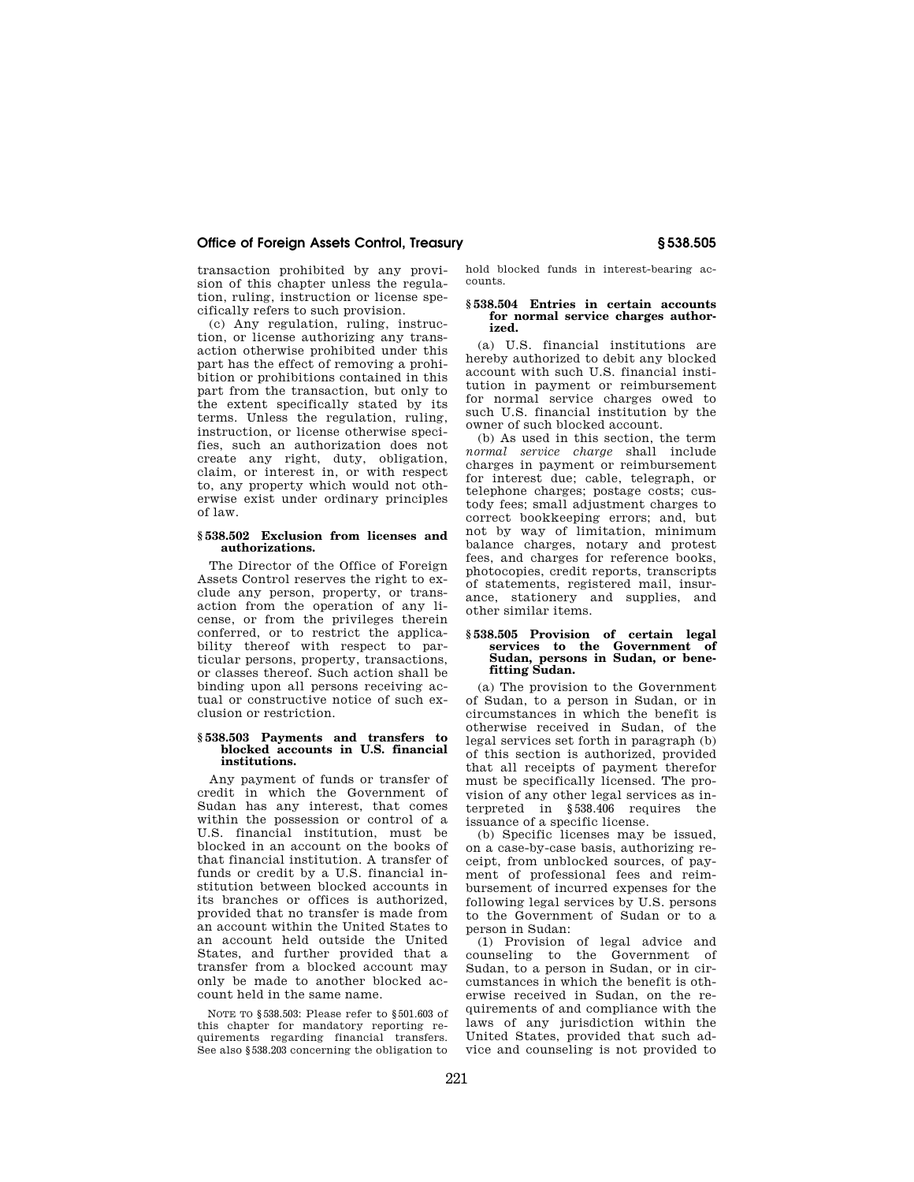transaction prohibited by any provision of this chapter unless the regulation, ruling, instruction or license specifically refers to such provision.

(c) Any regulation, ruling, instruction, or license authorizing any transaction otherwise prohibited under this part has the effect of removing a prohibition or prohibitions contained in this part from the transaction, but only to the extent specifically stated by its terms. Unless the regulation, ruling, instruction, or license otherwise specifies, such an authorization does not create any right, duty, obligation, claim, or interest in, or with respect to, any property which would not otherwise exist under ordinary principles of law.

### § 538.502 Exclusion from licenses and authorizations.

The Director of the Office of Foreign Assets Control reserves the right to exclude any person, property, or transaction from the operation of any license, or from the privileges therein conferred, or to restrict the applicability thereof with respect to particular persons, property, transactions, or classes thereof. Such action shall be binding upon all persons receiving actual or constructive notice of such exclusion or restriction.

### § 538.503 Payments and transfers to blocked accounts in U.S. financial institutions.

Any payment of funds or transfer of credit in which the Government of Sudan has any interest, that comes within the possession or control of a U.S. financial institution, must be blocked in an account on the books of that financial institution. A transfer of funds or credit by a U.S. financial institution between blocked accounts in its branches or offices is authorized, provided that no transfer is made from an account within the United States to an account held outside the United States, and further provided that a transfer from a blocked account may only be made to another blocked account held in the same name.

NOTE TO § 538.503: Please refer to § 501.603 of this chapter for mandatory reporting requirements regarding financial transfers. See also § 538.203 concerning the obligation to hold blocked funds in interest-bearing accounts.

### § 538.504 Entries in certain accounts for normal service charges authorized.

(a) U.S. financial institutions are hereby authorized to debit any blocked account with such U.S. financial institution in payment or reimbursement for normal service charges owed to such U.S. financial institution by the owner of such blocked account.

(b) As used in this section, the term *normal service charge* shall include charges in payment or reimbursement for interest due; cable, telegraph, or telephone charges; postage costs; custody fees; small adjustment charges to correct bookkeeping errors; and, but not by way of limitation, minimum balance charges, notary and protest fees, and charges for reference books, photocopies, credit reports, transcripts of statements, registered mail, insurance, stationery and supplies, and other similar items.

### § 538.505 Provision of certain legal services to the Government of Sudan, persons in Sudan, or benefitting Sudan.

(a) The provision to the Government of Sudan, to a person in Sudan, or in circumstances in which the benefit is otherwise received in Sudan, of the legal services set forth in paragraph (b) of this section is authorized, provided that all receipts of payment therefor must be specifically licensed. The provision of any other legal services as interpreted in § 538.406 requires the issuance of a specific license.

(b) Specific licenses may be issued, on a case-by-case basis, authorizing receipt, from unblocked sources, of payment of professional fees and reimbursement of incurred expenses for the following legal services by U.S. persons to the Government of Sudan or to a person in Sudan:

(1) Provision of legal advice and counseling to the Government of Sudan, to a person in Sudan, or in circumstances in which the benefit is otherwise received in Sudan, on the requirements of and compliance with the laws of any jurisdiction within the United States, provided that such advice and counseling is not provided to